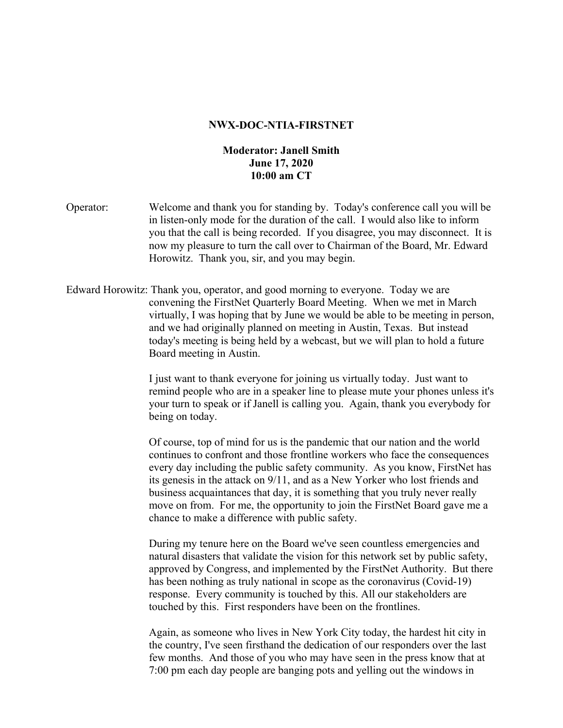**NWX-DOC-NTIA-FIRSTNET**

**Moderator: Janell Smith**
**June 17, 2020**
**10:00 am CT**

Operator: Welcome and thank you for standing by. Today's conference call you will be in listen-only mode for the duration of the call. I would also like to inform you that the call is being recorded. If you disagree, you may disconnect. It is now my pleasure to turn the call over to Chairman of the Board, Mr. Edward Horowitz. Thank you, sir, and you may begin.

Edward Horowitz: Thank you, operator, and good morning to everyone. Today we are convening the FirstNet Quarterly Board Meeting. When we met in March virtually, I was hoping that by June we would be able to be meeting in person, and we had originally planned on meeting in Austin, Texas. But instead today's meeting is being held by a webcast, but we will plan to hold a future Board meeting in Austin.

I just want to thank everyone for joining us virtually today. Just want to remind people who are in a speaker line to please mute your phones unless it's your turn to speak or if Janell is calling you. Again, thank you everybody for being on today.

Of course, top of mind for us is the pandemic that our nation and the world continues to confront and those frontline workers who face the consequences every day including the public safety community. As you know, FirstNet has its genesis in the attack on 9/11, and as a New Yorker who lost friends and business acquaintances that day, it is something that you truly never really move on from. For me, the opportunity to join the FirstNet Board gave me a chance to make a difference with public safety.

During my tenure here on the Board we've seen countless emergencies and natural disasters that validate the vision for this network set by public safety, approved by Congress, and implemented by the FirstNet Authority. But there has been nothing as truly national in scope as the coronavirus (Covid-19) response. Every community is touched by this. All our stakeholders are touched by this. First responders have been on the frontlines.

Again, as someone who lives in New York City today, the hardest hit city in the country, I've seen firsthand the dedication of our responders over the last few months. And those of you who may have seen in the press know that at 7:00 pm each day people are banging pots and yelling out the windows in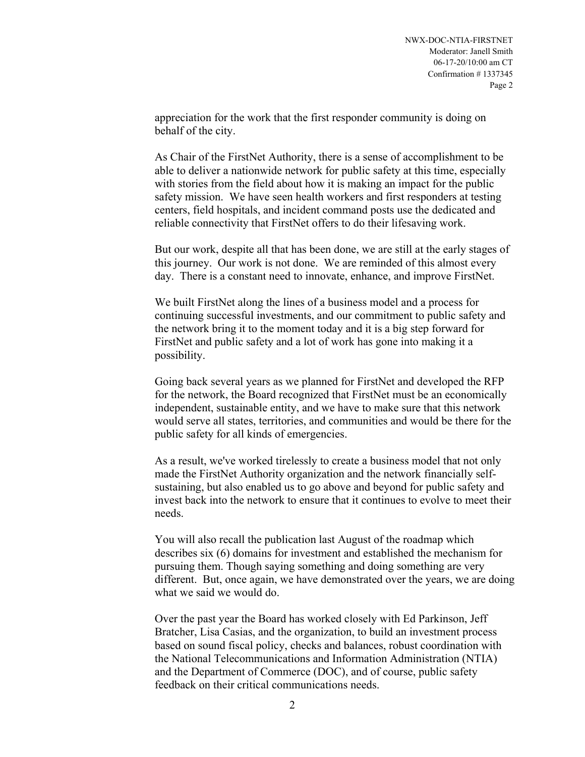appreciation for the work that the first responder community is doing on behalf of the city.

As Chair of the FirstNet Authority, there is a sense of accomplishment to be able to deliver a nationwide network for public safety at this time, especially with stories from the field about how it is making an impact for the public safety mission. We have seen health workers and first responders at testing centers, field hospitals, and incident command posts use the dedicated and reliable connectivity that FirstNet offers to do their lifesaving work.

But our work, despite all that has been done, we are still at the early stages of this journey. Our work is not done. We are reminded of this almost every day. There is a constant need to innovate, enhance, and improve FirstNet.

We built FirstNet along the lines of a business model and a process for continuing successful investments, and our commitment to public safety and the network bring it to the moment today and it is a big step forward for FirstNet and public safety and a lot of work has gone into making it a possibility.

Going back several years as we planned for FirstNet and developed the RFP for the network, the Board recognized that FirstNet must be an economically independent, sustainable entity, and we have to make sure that this network would serve all states, territories, and communities and would be there for the public safety for all kinds of emergencies.

As a result, we've worked tirelessly to create a business model that not only made the FirstNet Authority organization and the network financially self-sustaining, but also enabled us to go above and beyond for public safety and invest back into the network to ensure that it continues to evolve to meet their needs.

You will also recall the publication last August of the roadmap which describes six (6) domains for investment and established the mechanism for pursuing them. Though saying something and doing something are very different. But, once again, we have demonstrated over the years, we are doing what we said we would do.

Over the past year the Board has worked closely with Ed Parkinson, Jeff Bratcher, Lisa Casias, and the organization, to build an investment process based on sound fiscal policy, checks and balances, robust coordination with the National Telecommunications and Information Administration (NTIA) and the Department of Commerce (DOC), and of course, public safety feedback on their critical communications needs.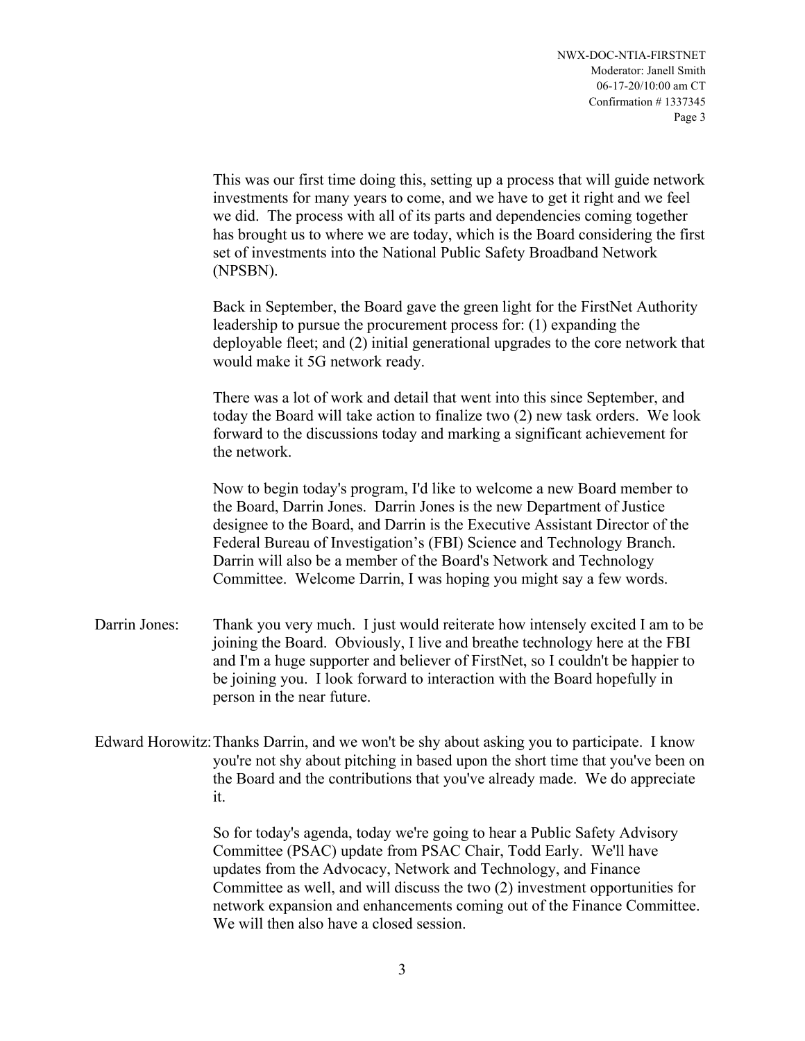This was our first time doing this, setting up a process that will guide network investments for many years to come, and we have to get it right and we feel we did. The process with all of its parts and dependencies coming together has brought us to where we are today, which is the Board considering the first set of investments into the National Public Safety Broadband Network (NPSBN).

Back in September, the Board gave the green light for the FirstNet Authority leadership to pursue the procurement process for: (1) expanding the deployable fleet; and (2) initial generational upgrades to the core network that would make it 5G network ready.

There was a lot of work and detail that went into this since September, and today the Board will take action to finalize two (2) new task orders. We look forward to the discussions today and marking a significant achievement for the network.

Now to begin today's program, I'd like to welcome a new Board member to the Board, Darrin Jones. Darrin Jones is the new Department of Justice designee to the Board, and Darrin is the Executive Assistant Director of the Federal Bureau of Investigation's (FBI) Science and Technology Branch. Darrin will also be a member of the Board's Network and Technology Committee. Welcome Darrin, I was hoping you might say a few words.

Darrin Jones: Thank you very much. I just would reiterate how intensely excited I am to be joining the Board. Obviously, I live and breathe technology here at the FBI and I'm a huge supporter and believer of FirstNet, so I couldn't be happier to be joining you. I look forward to interaction with the Board hopefully in person in the near future.

Edward Horowitz: Thanks Darrin, and we won't be shy about asking you to participate. I know you're not shy about pitching in based upon the short time that you've been on the Board and the contributions that you've already made. We do appreciate it.

So for today's agenda, today we're going to hear a Public Safety Advisory Committee (PSAC) update from PSAC Chair, Todd Early. We'll have updates from the Advocacy, Network and Technology, and Finance Committee as well, and will discuss the two (2) investment opportunities for network expansion and enhancements coming out of the Finance Committee. We will then also have a closed session.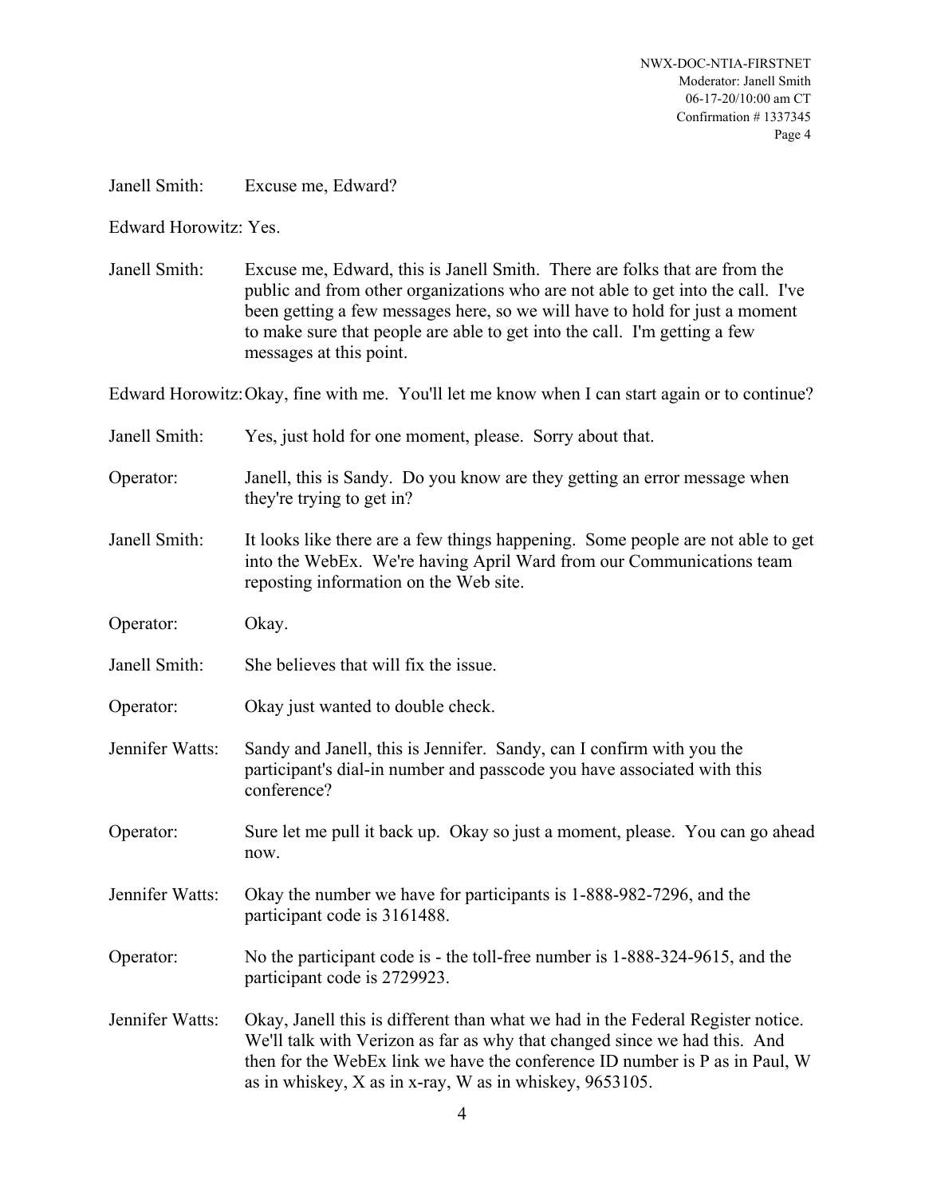Janell Smith: Excuse me, Edward?

Edward Horowitz: Yes.

Janell Smith: Excuse me, Edward, this is Janell Smith. There are folks that are from the public and from other organizations who are not able to get into the call. I've been getting a few messages here, so we will have to hold for just a moment to make sure that people are able to get into the call. I'm getting a few messages at this point.

Edward Horowitz: Okay, fine with me. You'll let me know when I can start again or to continue?

Janell Smith: Yes, just hold for one moment, please. Sorry about that.

Operator: Janell, this is Sandy. Do you know are they getting an error message when they're trying to get in?

Janell Smith: It looks like there are a few things happening. Some people are not able to get into the WebEx. We're having April Ward from our Communications team reposting information on the Web site.

Operator: Okay.

Janell Smith: She believes that will fix the issue.

Operator: Okay just wanted to double check.

Jennifer Watts: Sandy and Janell, this is Jennifer. Sandy, can I confirm with you the participant's dial-in number and passcode you have associated with this conference?

Operator: Sure let me pull it back up. Okay so just a moment, please. You can go ahead now.

Jennifer Watts: Okay the number we have for participants is 1-888-982-7296, and the participant code is 3161488.

Operator: No the participant code is - the toll-free number is 1-888-324-9615, and the participant code is 2729923.

Jennifer Watts: Okay, Janell this is different than what we had in the Federal Register notice. We'll talk with Verizon as far as why that changed since we had this. And then for the WebEx link we have the conference ID number is P as in Paul, W as in whiskey, X as in x-ray, W as in whiskey, 9653105.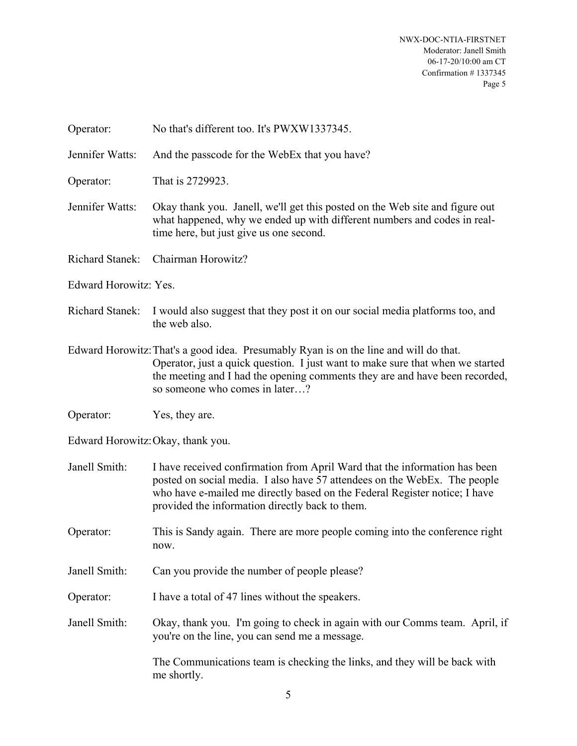Operator: No that's different too. It's PWXW1337345.

Jennifer Watts: And the passcode for the WebEx that you have?

Operator: That is 2729923.

Jennifer Watts: Okay thank you. Janell, we'll get this posted on the Web site and figure out what happened, why we ended up with different numbers and codes in real-time here, but just give us one second.

Richard Stanek: Chairman Horowitz?

Edward Horowitz: Yes.

Richard Stanek: I would also suggest that they post it on our social media platforms too, and the web also.

Edward Horowitz: That's a good idea. Presumably Ryan is on the line and will do that. Operator, just a quick question. I just want to make sure that when we started the meeting and I had the opening comments they are and have been recorded, so someone who comes in later…?

Operator: Yes, they are.

Edward Horowitz: Okay, thank you.

Janell Smith: I have received confirmation from April Ward that the information has been posted on social media. I also have 57 attendees on the WebEx. The people who have e-mailed me directly based on the Federal Register notice; I have provided the information directly back to them.

Operator: This is Sandy again. There are more people coming into the conference right now.

Janell Smith: Can you provide the number of people please?

Operator: I have a total of 47 lines without the speakers.

Janell Smith: Okay, thank you. I'm going to check in again with our Comms team. April, if you're on the line, you can send me a message.

The Communications team is checking the links, and they will be back with me shortly.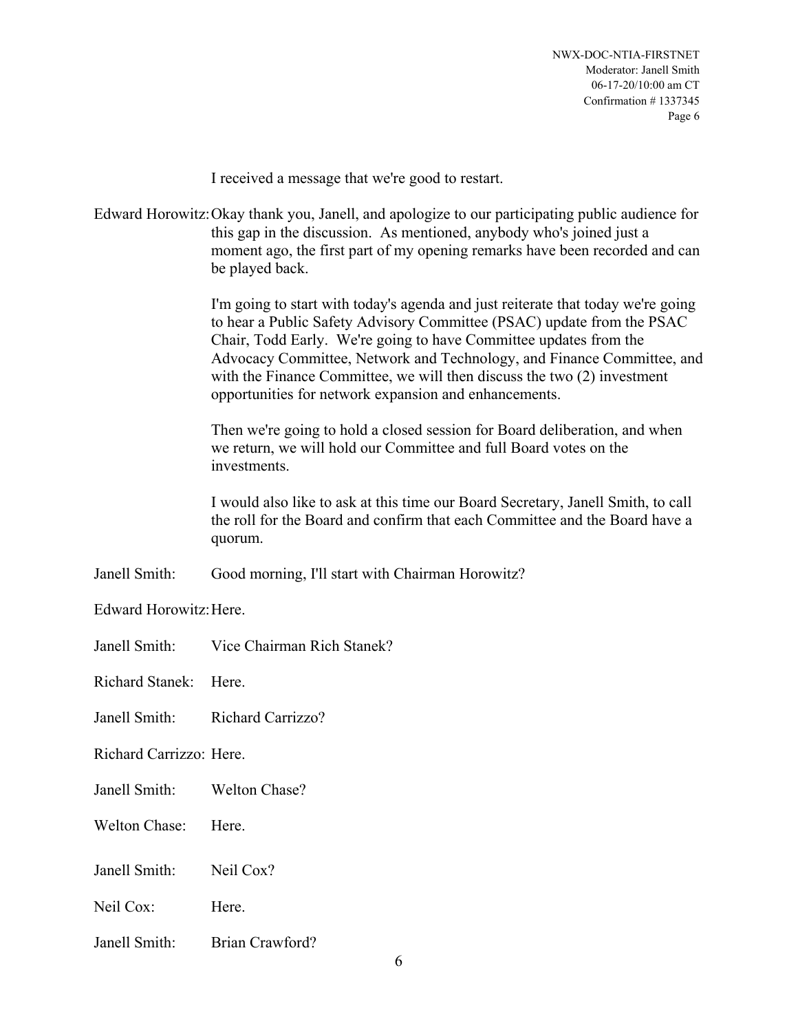I received a message that we're good to restart.

Edward Horowitz: Okay thank you, Janell, and apologize to our participating public audience for this gap in the discussion. As mentioned, anybody who's joined just a moment ago, the first part of my opening remarks have been recorded and can be played back.

I'm going to start with today's agenda and just reiterate that today we're going to hear a Public Safety Advisory Committee (PSAC) update from the PSAC Chair, Todd Early. We're going to have Committee updates from the Advocacy Committee, Network and Technology, and Finance Committee, and with the Finance Committee, we will then discuss the two (2) investment opportunities for network expansion and enhancements.

Then we're going to hold a closed session for Board deliberation, and when we return, we will hold our Committee and full Board votes on the investments.

I would also like to ask at this time our Board Secretary, Janell Smith, to call the roll for the Board and confirm that each Committee and the Board have a quorum.

Janell Smith: Good morning, I'll start with Chairman Horowitz?

Edward Horowitz: Here.

Janell Smith: Vice Chairman Rich Stanek?

Richard Stanek: Here.

Janell Smith: Richard Carrizzo?

Richard Carrizzo: Here.

Janell Smith: Welton Chase?

Welton Chase: Here.

Janell Smith: Neil Cox?

Neil Cox: Here.

Janell Smith: Brian Crawford?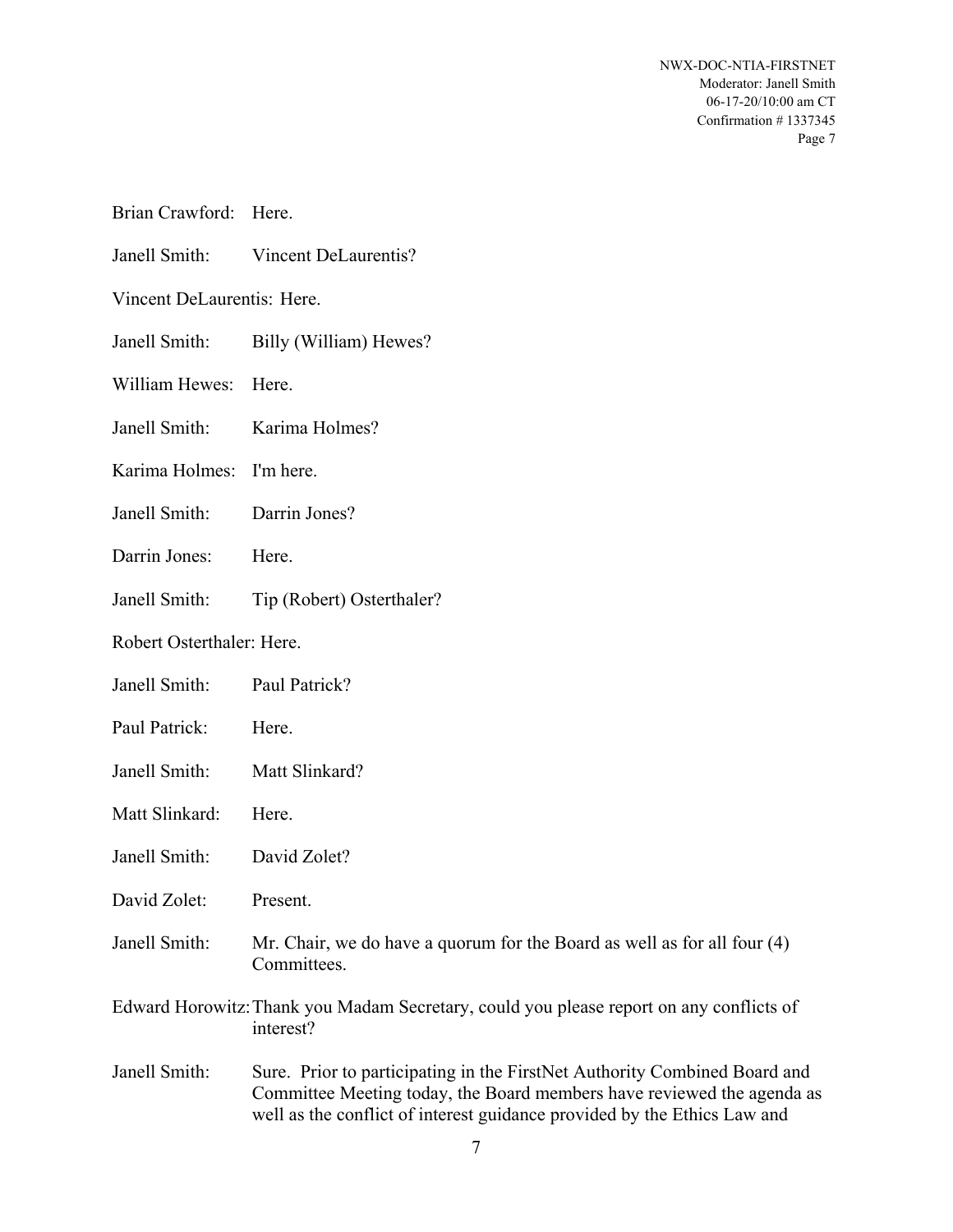Brian Crawford: Here.

Janell Smith: Vincent DeLaurentis?

Vincent DeLaurentis: Here.

Janell Smith: Billy (William) Hewes?

William Hewes: Here.

Janell Smith: Karima Holmes?

Karima Holmes: I'm here.

Janell Smith: Darrin Jones?

Darrin Jones: Here.

Janell Smith: Tip (Robert) Osterthaler?

Robert Osterthaler: Here.

Janell Smith: Paul Patrick?

Paul Patrick: Here.

Janell Smith: Matt Slinkard?

Matt Slinkard: Here.

Janell Smith: David Zolet?

David Zolet: Present.

Janell Smith: Mr. Chair, we do have a quorum for the Board as well as for all four (4) Committees.

Edward Horowitz: Thank you Madam Secretary, could you please report on any conflicts of interest?

Janell Smith: Sure. Prior to participating in the FirstNet Authority Combined Board and Committee Meeting today, the Board members have reviewed the agenda as well as the conflict of interest guidance provided by the Ethics Law and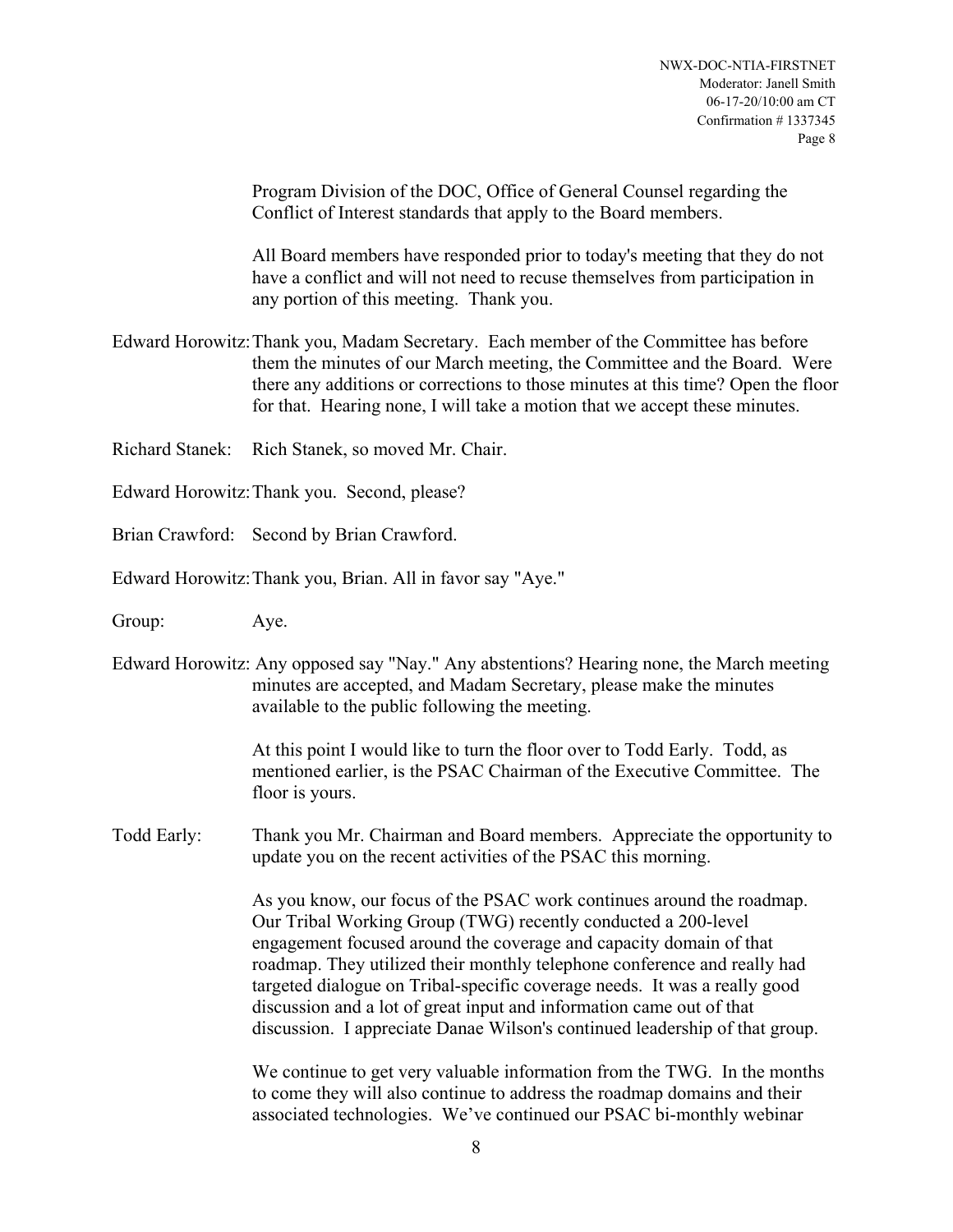Program Division of the DOC, Office of General Counsel regarding the Conflict of Interest standards that apply to the Board members.

All Board members have responded prior to today's meeting that they do not have a conflict and will not need to recuse themselves from participation in any portion of this meeting. Thank you.

Edward Horowitz: Thank you, Madam Secretary. Each member of the Committee has before them the minutes of our March meeting, the Committee and the Board. Were there any additions or corrections to those minutes at this time? Open the floor for that. Hearing none, I will take a motion that we accept these minutes.

Richard Stanek: Rich Stanek, so moved Mr. Chair.

Edward Horowitz: Thank you. Second, please?

Brian Crawford: Second by Brian Crawford.

Edward Horowitz: Thank you, Brian. All in favor say "Aye."

Group: Aye.

Edward Horowitz: Any opposed say "Nay." Any abstentions? Hearing none, the March meeting minutes are accepted, and Madam Secretary, please make the minutes available to the public following the meeting.

At this point I would like to turn the floor over to Todd Early. Todd, as mentioned earlier, is the PSAC Chairman of the Executive Committee. The floor is yours.

Todd Early: Thank you Mr. Chairman and Board members. Appreciate the opportunity to update you on the recent activities of the PSAC this morning.

As you know, our focus of the PSAC work continues around the roadmap. Our Tribal Working Group (TWG) recently conducted a 200-level engagement focused around the coverage and capacity domain of that roadmap. They utilized their monthly telephone conference and really had targeted dialogue on Tribal-specific coverage needs. It was a really good discussion and a lot of great input and information came out of that discussion. I appreciate Danae Wilson's continued leadership of that group.

We continue to get very valuable information from the TWG. In the months to come they will also continue to address the roadmap domains and their associated technologies. We've continued our PSAC bi-monthly webinar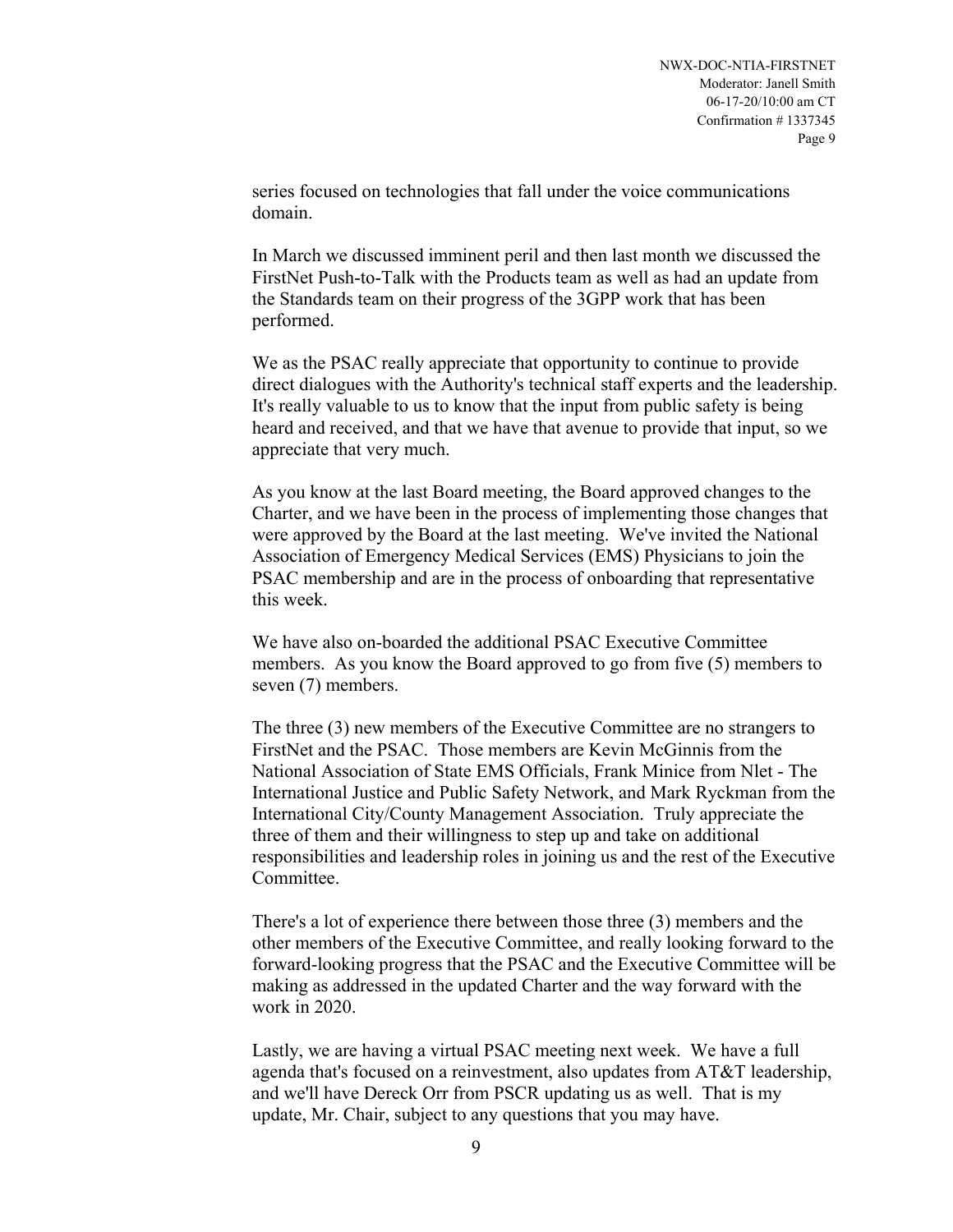series focused on technologies that fall under the voice communications domain.

In March we discussed imminent peril and then last month we discussed the FirstNet Push-to-Talk with the Products team as well as had an update from the Standards team on their progress of the 3GPP work that has been performed.

We as the PSAC really appreciate that opportunity to continue to provide direct dialogues with the Authority's technical staff experts and the leadership. It's really valuable to us to know that the input from public safety is being heard and received, and that we have that avenue to provide that input, so we appreciate that very much.

As you know at the last Board meeting, the Board approved changes to the Charter, and we have been in the process of implementing those changes that were approved by the Board at the last meeting. We've invited the National Association of Emergency Medical Services (EMS) Physicians to join the PSAC membership and are in the process of onboarding that representative this week.

We have also on-boarded the additional PSAC Executive Committee members. As you know the Board approved to go from five (5) members to seven (7) members.

The three (3) new members of the Executive Committee are no strangers to FirstNet and the PSAC. Those members are Kevin McGinnis from the National Association of State EMS Officials, Frank Minice from Nlet - The International Justice and Public Safety Network, and Mark Ryckman from the International City/County Management Association. Truly appreciate the three of them and their willingness to step up and take on additional responsibilities and leadership roles in joining us and the rest of the Executive Committee.

There's a lot of experience there between those three (3) members and the other members of the Executive Committee, and really looking forward to the forward-looking progress that the PSAC and the Executive Committee will be making as addressed in the updated Charter and the way forward with the work in 2020.

Lastly, we are having a virtual PSAC meeting next week. We have a full agenda that's focused on a reinvestment, also updates from AT&T leadership, and we'll have Dereck Orr from PSCR updating us as well. That is my update, Mr. Chair, subject to any questions that you may have.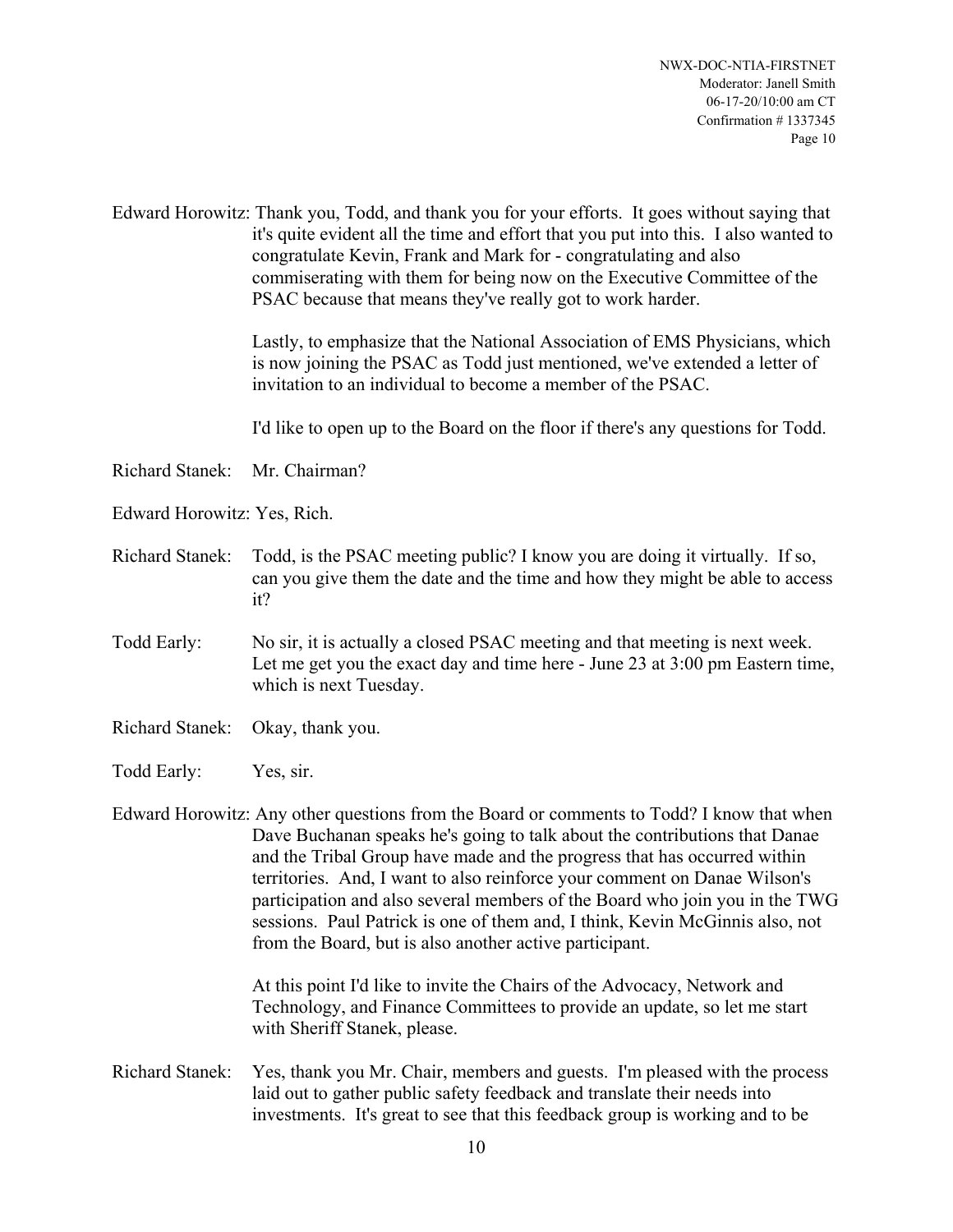Edward Horowitz: Thank you, Todd, and thank you for your efforts. It goes without saying that it's quite evident all the time and effort that you put into this. I also wanted to congratulate Kevin, Frank and Mark for - congratulating and also commiserating with them for being now on the Executive Committee of the PSAC because that means they've really got to work harder.

Lastly, to emphasize that the National Association of EMS Physicians, which is now joining the PSAC as Todd just mentioned, we've extended a letter of invitation to an individual to become a member of the PSAC.

I'd like to open up to the Board on the floor if there's any questions for Todd.

Richard Stanek: Mr. Chairman?

Edward Horowitz: Yes, Rich.

Richard Stanek: Todd, is the PSAC meeting public? I know you are doing it virtually. If so, can you give them the date and the time and how they might be able to access it?

Todd Early: No sir, it is actually a closed PSAC meeting and that meeting is next week. Let me get you the exact day and time here - June 23 at 3:00 pm Eastern time, which is next Tuesday.

Richard Stanek: Okay, thank you.

Todd Early: Yes, sir.

Edward Horowitz: Any other questions from the Board or comments to Todd? I know that when Dave Buchanan speaks he's going to talk about the contributions that Danae and the Tribal Group have made and the progress that has occurred within territories. And, I want to also reinforce your comment on Danae Wilson's participation and also several members of the Board who join you in the TWG sessions. Paul Patrick is one of them and, I think, Kevin McGinnis also, not from the Board, but is also another active participant.

At this point I'd like to invite the Chairs of the Advocacy, Network and Technology, and Finance Committees to provide an update, so let me start with Sheriff Stanek, please.

Richard Stanek: Yes, thank you Mr. Chair, members and guests. I'm pleased with the process laid out to gather public safety feedback and translate their needs into investments. It's great to see that this feedback group is working and to be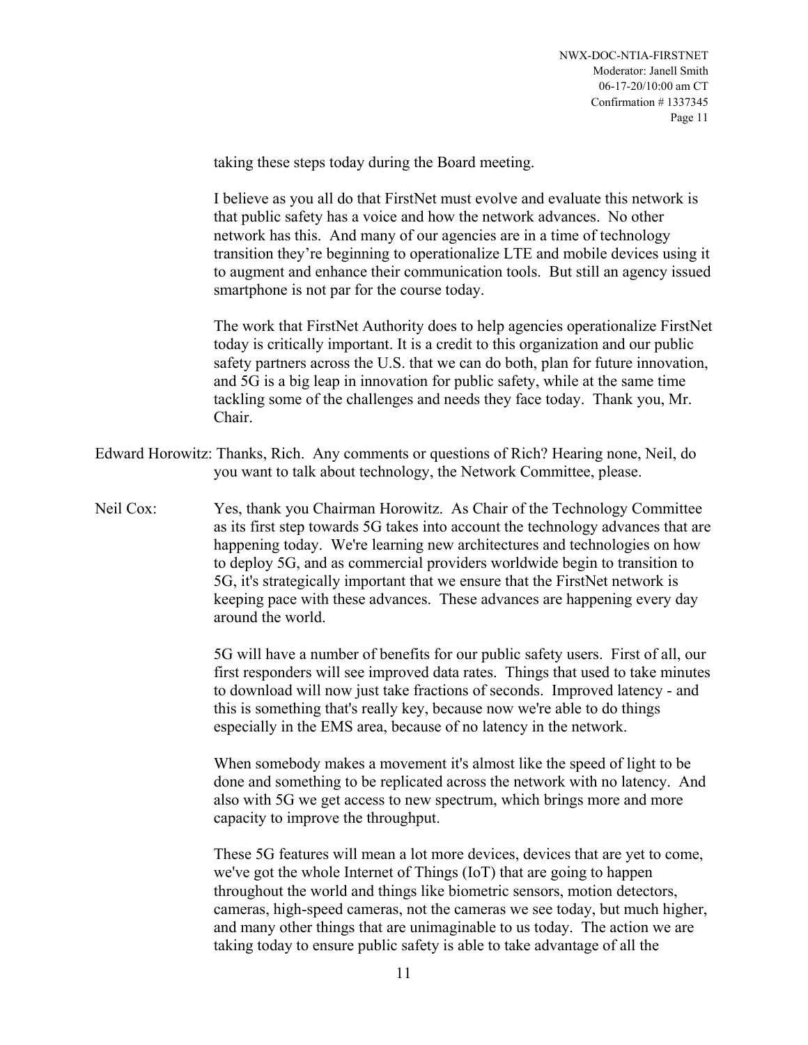taking these steps today during the Board meeting.

I believe as you all do that FirstNet must evolve and evaluate this network is that public safety has a voice and how the network advances. No other network has this. And many of our agencies are in a time of technology transition they're beginning to operationalize LTE and mobile devices using it to augment and enhance their communication tools. But still an agency issued smartphone is not par for the course today.

The work that FirstNet Authority does to help agencies operationalize FirstNet today is critically important. It is a credit to this organization and our public safety partners across the U.S. that we can do both, plan for future innovation, and 5G is a big leap in innovation for public safety, while at the same time tackling some of the challenges and needs they face today. Thank you, Mr. Chair.

Edward Horowitz: Thanks, Rich. Any comments or questions of Rich? Hearing none, Neil, do you want to talk about technology, the Network Committee, please.

Neil Cox: Yes, thank you Chairman Horowitz. As Chair of the Technology Committee as its first step towards 5G takes into account the technology advances that are happening today. We're learning new architectures and technologies on how to deploy 5G, and as commercial providers worldwide begin to transition to 5G, it's strategically important that we ensure that the FirstNet network is keeping pace with these advances. These advances are happening every day around the world.

5G will have a number of benefits for our public safety users. First of all, our first responders will see improved data rates. Things that used to take minutes to download will now just take fractions of seconds. Improved latency - and this is something that's really key, because now we're able to do things especially in the EMS area, because of no latency in the network.

When somebody makes a movement it's almost like the speed of light to be done and something to be replicated across the network with no latency. And also with 5G we get access to new spectrum, which brings more and more capacity to improve the throughput.

These 5G features will mean a lot more devices, devices that are yet to come, we've got the whole Internet of Things (IoT) that are going to happen throughout the world and things like biometric sensors, motion detectors, cameras, high-speed cameras, not the cameras we see today, but much higher, and many other things that are unimaginable to us today. The action we are taking today to ensure public safety is able to take advantage of all the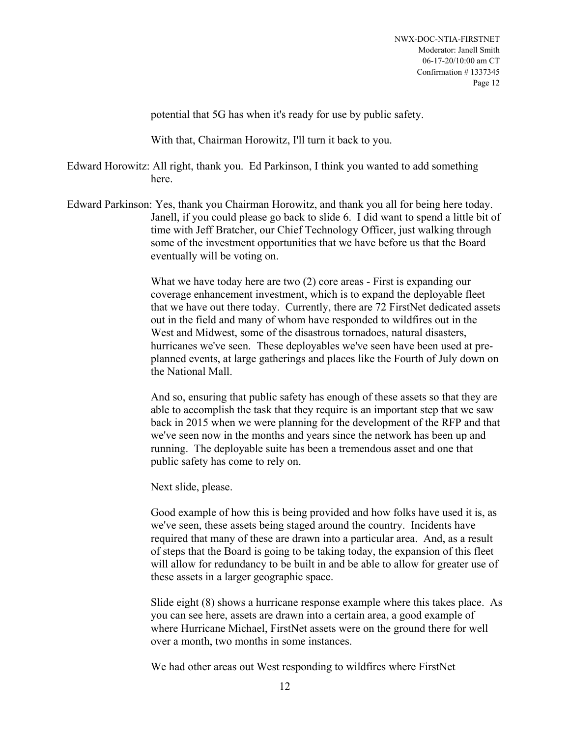potential that 5G has when it's ready for use by public safety.

With that, Chairman Horowitz, I'll turn it back to you.

Edward Horowitz: All right, thank you. Ed Parkinson, I think you wanted to add something here.

Edward Parkinson: Yes, thank you Chairman Horowitz, and thank you all for being here today. Janell, if you could please go back to slide 6. I did want to spend a little bit of time with Jeff Bratcher, our Chief Technology Officer, just walking through some of the investment opportunities that we have before us that the Board eventually will be voting on.

What we have today here are two (2) core areas - First is expanding our coverage enhancement investment, which is to expand the deployable fleet that we have out there today. Currently, there are 72 FirstNet dedicated assets out in the field and many of whom have responded to wildfires out in the West and Midwest, some of the disastrous tornadoes, natural disasters, hurricanes we've seen. These deployables we've seen have been used at pre-planned events, at large gatherings and places like the Fourth of July down on the National Mall.

And so, ensuring that public safety has enough of these assets so that they are able to accomplish the task that they require is an important step that we saw back in 2015 when we were planning for the development of the RFP and that we've seen now in the months and years since the network has been up and running. The deployable suite has been a tremendous asset and one that public safety has come to rely on.

Next slide, please.

Good example of how this is being provided and how folks have used it is, as we've seen, these assets being staged around the country. Incidents have required that many of these are drawn into a particular area. And, as a result of steps that the Board is going to be taking today, the expansion of this fleet will allow for redundancy to be built in and be able to allow for greater use of these assets in a larger geographic space.

Slide eight (8) shows a hurricane response example where this takes place. As you can see here, assets are drawn into a certain area, a good example of where Hurricane Michael, FirstNet assets were on the ground there for well over a month, two months in some instances.

We had other areas out West responding to wildfires where FirstNet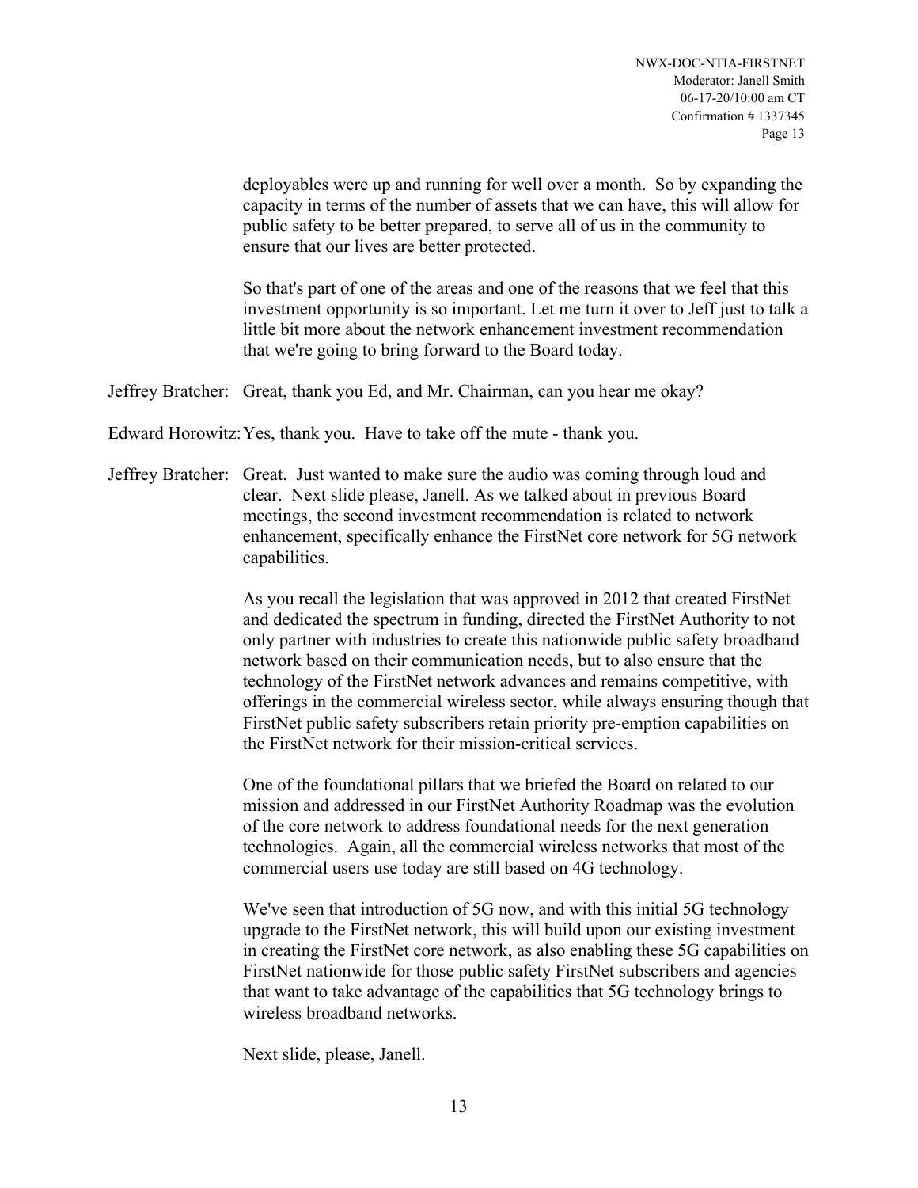deployables were up and running for well over a month. So by expanding the capacity in terms of the number of assets that we can have, this will allow for public safety to be better prepared, to serve all of us in the community to ensure that our lives are better protected.

So that's part of one of the areas and one of the reasons that we feel that this investment opportunity is so important. Let me turn it over to Jeff just to talk a little bit more about the network enhancement investment recommendation that we're going to bring forward to the Board today.

Jeffrey Bratcher: Great, thank you Ed, and Mr. Chairman, can you hear me okay?

Edward Horowitz: Yes, thank you. Have to take off the mute - thank you.

Jeffrey Bratcher: Great. Just wanted to make sure the audio was coming through loud and clear. Next slide please, Janell. As we talked about in previous Board meetings, the second investment recommendation is related to network enhancement, specifically enhance the FirstNet core network for 5G network capabilities.

As you recall the legislation that was approved in 2012 that created FirstNet and dedicated the spectrum in funding, directed the FirstNet Authority to not only partner with industries to create this nationwide public safety broadband network based on their communication needs, but to also ensure that the technology of the FirstNet network advances and remains competitive, with offerings in the commercial wireless sector, while always ensuring though that FirstNet public safety subscribers retain priority pre-emption capabilities on the FirstNet network for their mission-critical services.

One of the foundational pillars that we briefed the Board on related to our mission and addressed in our FirstNet Authority Roadmap was the evolution of the core network to address foundational needs for the next generation technologies. Again, all the commercial wireless networks that most of the commercial users use today are still based on 4G technology.

We've seen that introduction of 5G now, and with this initial 5G technology upgrade to the FirstNet network, this will build upon our existing investment in creating the FirstNet core network, as also enabling these 5G capabilities on FirstNet nationwide for those public safety FirstNet subscribers and agencies that want to take advantage of the capabilities that 5G technology brings to wireless broadband networks.

Next slide, please, Janell.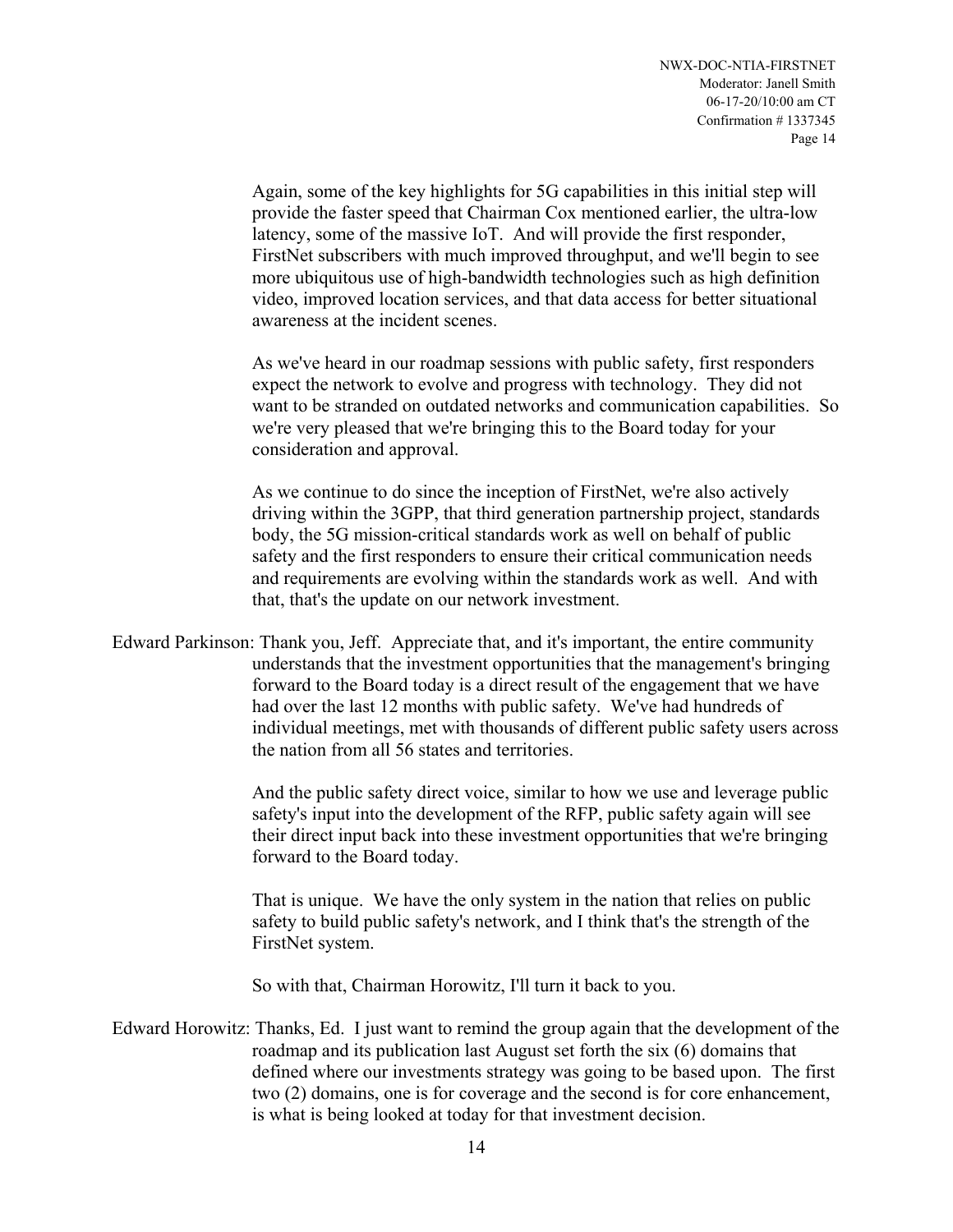Again, some of the key highlights for 5G capabilities in this initial step will provide the faster speed that Chairman Cox mentioned earlier, the ultra-low latency, some of the massive IoT. And will provide the first responder, FirstNet subscribers with much improved throughput, and we'll begin to see more ubiquitous use of high-bandwidth technologies such as high definition video, improved location services, and that data access for better situational awareness at the incident scenes.

As we've heard in our roadmap sessions with public safety, first responders expect the network to evolve and progress with technology. They did not want to be stranded on outdated networks and communication capabilities. So we're very pleased that we're bringing this to the Board today for your consideration and approval.

As we continue to do since the inception of FirstNet, we're also actively driving within the 3GPP, that third generation partnership project, standards body, the 5G mission-critical standards work as well on behalf of public safety and the first responders to ensure their critical communication needs and requirements are evolving within the standards work as well. And with that, that's the update on our network investment.

Edward Parkinson: Thank you, Jeff. Appreciate that, and it's important, the entire community understands that the investment opportunities that the management's bringing forward to the Board today is a direct result of the engagement that we have had over the last 12 months with public safety. We've had hundreds of individual meetings, met with thousands of different public safety users across the nation from all 56 states and territories.

And the public safety direct voice, similar to how we use and leverage public safety's input into the development of the RFP, public safety again will see their direct input back into these investment opportunities that we're bringing forward to the Board today.

That is unique. We have the only system in the nation that relies on public safety to build public safety's network, and I think that's the strength of the FirstNet system.

So with that, Chairman Horowitz, I'll turn it back to you.

Edward Horowitz: Thanks, Ed. I just want to remind the group again that the development of the roadmap and its publication last August set forth the six (6) domains that defined where our investments strategy was going to be based upon. The first two (2) domains, one is for coverage and the second is for core enhancement, is what is being looked at today for that investment decision.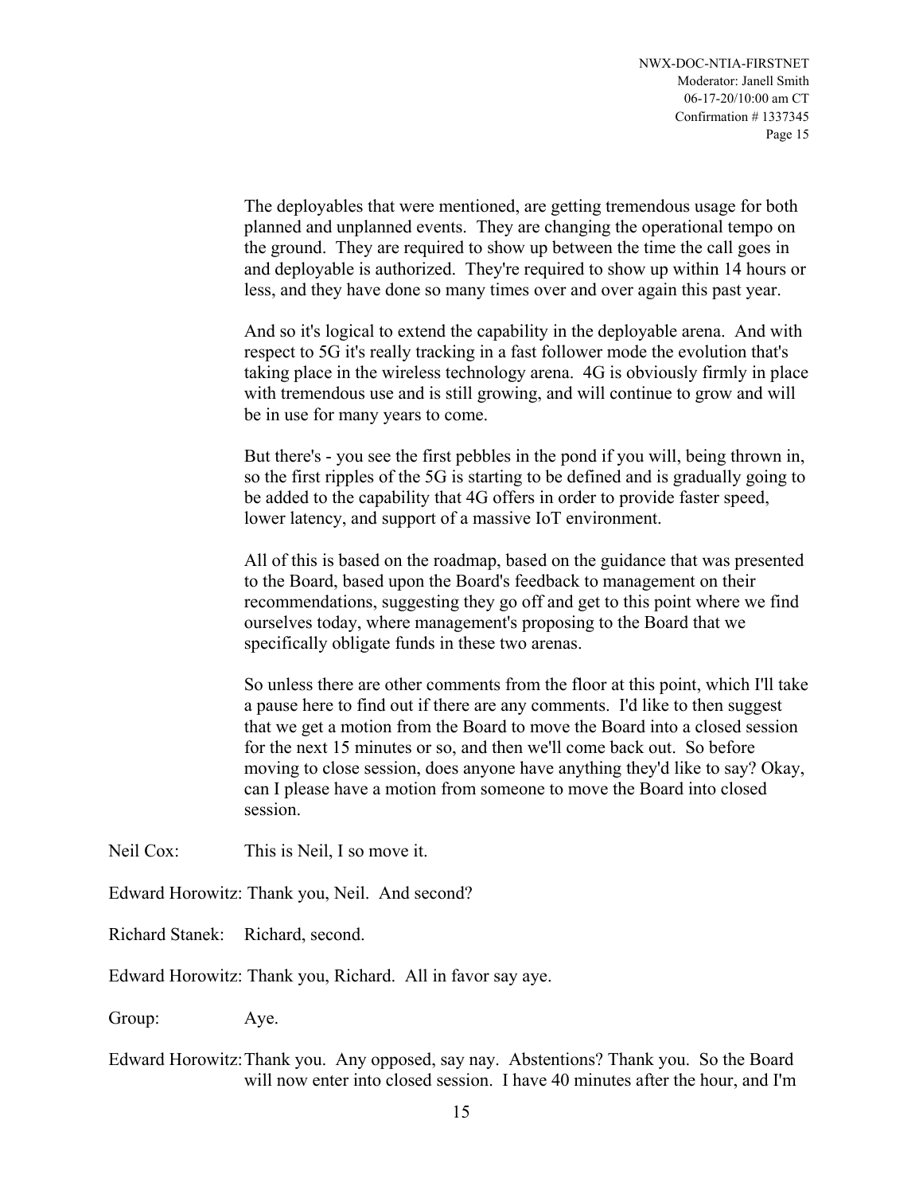The deployables that were mentioned, are getting tremendous usage for both planned and unplanned events. They are changing the operational tempo on the ground. They are required to show up between the time the call goes in and deployable is authorized. They're required to show up within 14 hours or less, and they have done so many times over and over again this past year.

And so it's logical to extend the capability in the deployable arena. And with respect to 5G it's really tracking in a fast follower mode the evolution that's taking place in the wireless technology arena. 4G is obviously firmly in place with tremendous use and is still growing, and will continue to grow and will be in use for many years to come.

But there's - you see the first pebbles in the pond if you will, being thrown in, so the first ripples of the 5G is starting to be defined and is gradually going to be added to the capability that 4G offers in order to provide faster speed, lower latency, and support of a massive IoT environment.

All of this is based on the roadmap, based on the guidance that was presented to the Board, based upon the Board's feedback to management on their recommendations, suggesting they go off and get to this point where we find ourselves today, where management's proposing to the Board that we specifically obligate funds in these two arenas.

So unless there are other comments from the floor at this point, which I'll take a pause here to find out if there are any comments. I'd like to then suggest that we get a motion from the Board to move the Board into a closed session for the next 15 minutes or so, and then we'll come back out. So before moving to close session, does anyone have anything they'd like to say? Okay, can I please have a motion from someone to move the Board into closed session.

Neil Cox: This is Neil, I so move it.

Edward Horowitz: Thank you, Neil. And second?

Richard Stanek: Richard, second.

Edward Horowitz: Thank you, Richard. All in favor say aye.

Group: Aye.

Edward Horowitz: Thank you. Any opposed, say nay. Abstentions? Thank you. So the Board will now enter into closed session. I have 40 minutes after the hour, and I'm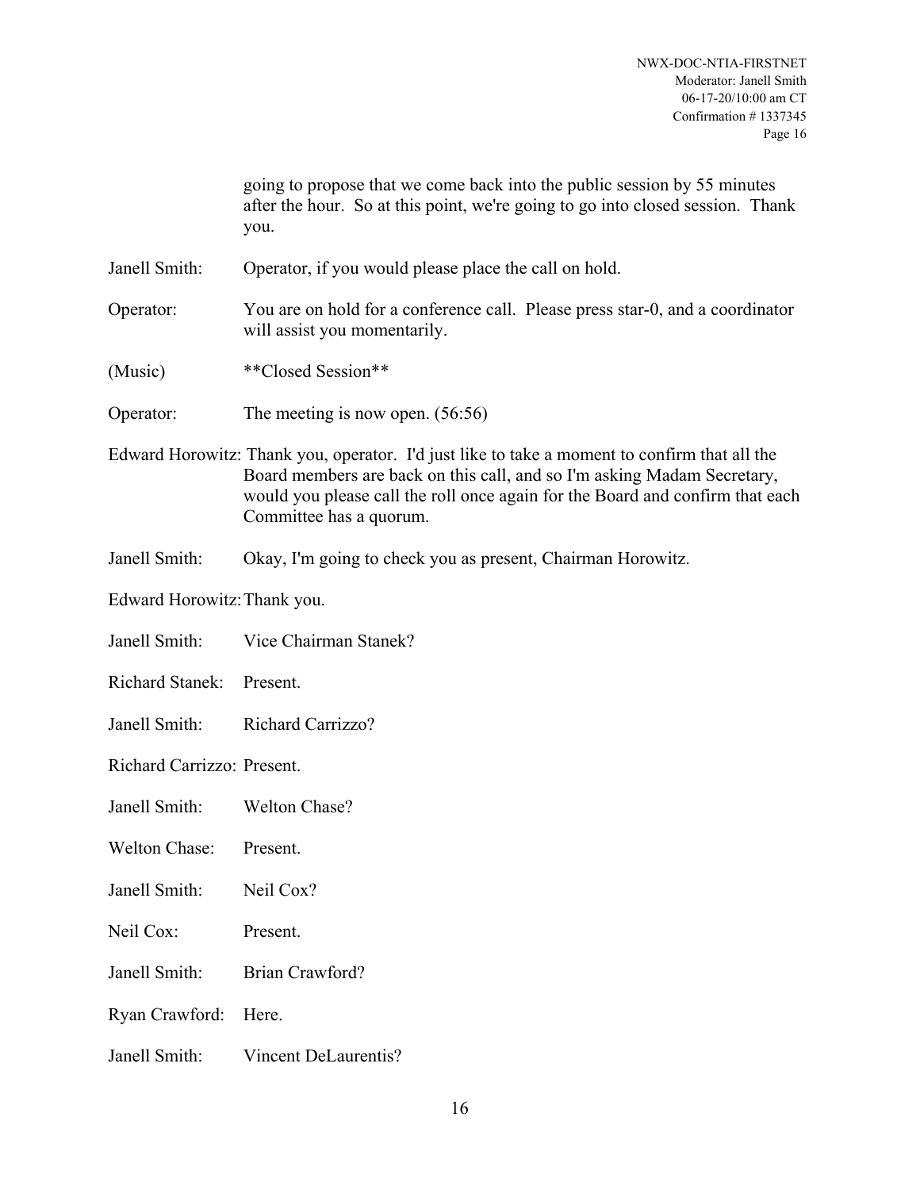going to propose that we come back into the public session by 55 minutes after the hour. So at this point, we're going to go into closed session. Thank you.

Janell Smith: Operator, if you would please place the call on hold.

Operator: You are on hold for a conference call. Please press star-0, and a coordinator will assist you momentarily.

(Music) **Closed Session**

Operator: The meeting is now open. (56:56)

Edward Horowitz: Thank you, operator. I'd just like to take a moment to confirm that all the Board members are back on this call, and so I'm asking Madam Secretary, would you please call the roll once again for the Board and confirm that each Committee has a quorum.

Janell Smith: Okay, I'm going to check you as present, Chairman Horowitz.

Edward Horowitz: Thank you.

Janell Smith: Vice Chairman Stanek?

Richard Stanek: Present.

Janell Smith: Richard Carrizzo?

Richard Carrizzo: Present.

Janell Smith: Welton Chase?

Welton Chase: Present.

Janell Smith: Neil Cox?

Neil Cox: Present.

Janell Smith: Brian Crawford?

Ryan Crawford: Here.

Janell Smith: Vincent DeLaurentis?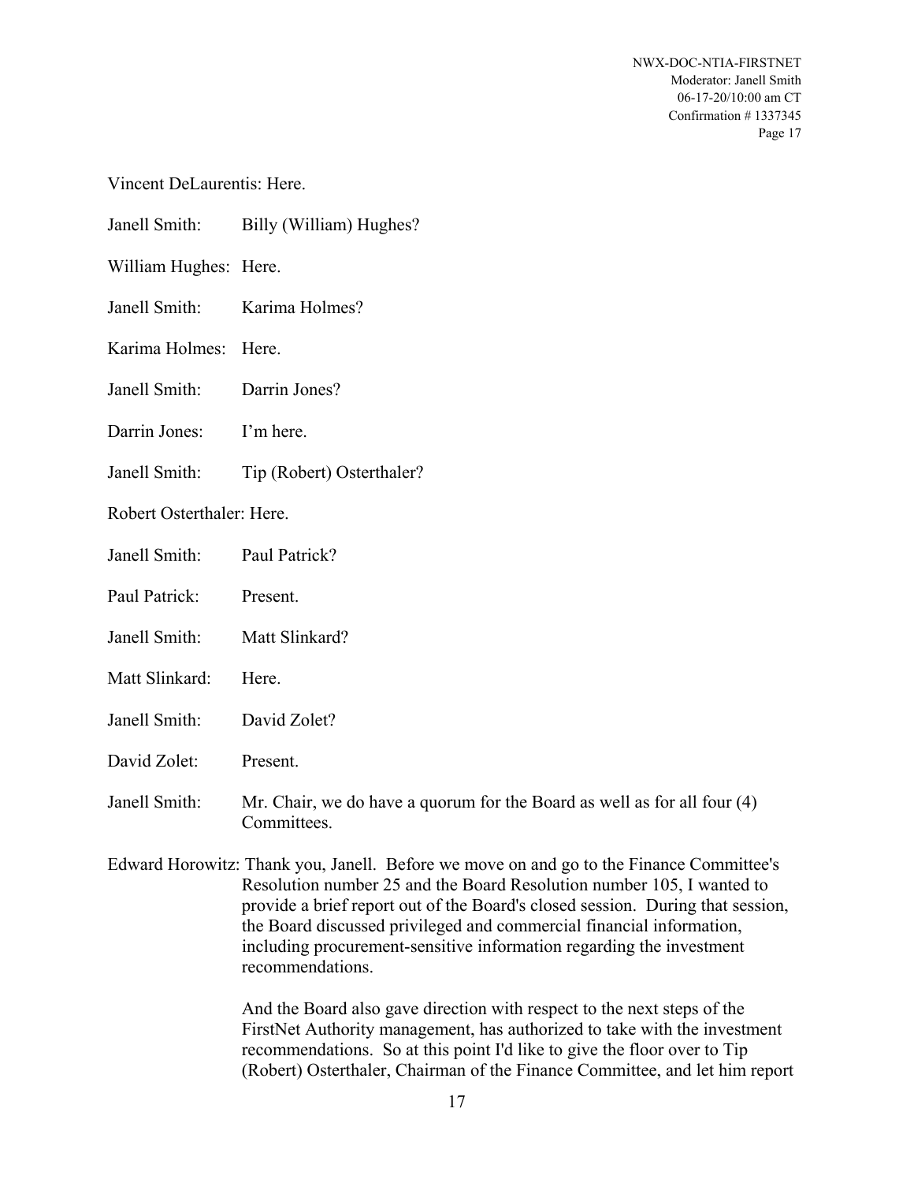Vincent DeLaurentis: Here.

Janell Smith: Billy (William) Hughes?

William Hughes: Here.

Janell Smith: Karima Holmes?

Karima Holmes: Here.

Janell Smith: Darrin Jones?

Darrin Jones: I'm here.

Janell Smith: Tip (Robert) Osterthaler?

Robert Osterthaler: Here.

Janell Smith: Paul Patrick?

Paul Patrick: Present.

Janell Smith: Matt Slinkard?

Matt Slinkard: Here.

Janell Smith: David Zolet?

David Zolet: Present.

Janell Smith: Mr. Chair, we do have a quorum for the Board as well as for all four (4) Committees.

Edward Horowitz: Thank you, Janell. Before we move on and go to the Finance Committee's Resolution number 25 and the Board Resolution number 105, I wanted to provide a brief report out of the Board's closed session. During that session, the Board discussed privileged and commercial financial information, including procurement-sensitive information regarding the investment recommendations.

And the Board also gave direction with respect to the next steps of the FirstNet Authority management, has authorized to take with the investment recommendations. So at this point I'd like to give the floor over to Tip (Robert) Osterthaler, Chairman of the Finance Committee, and let him report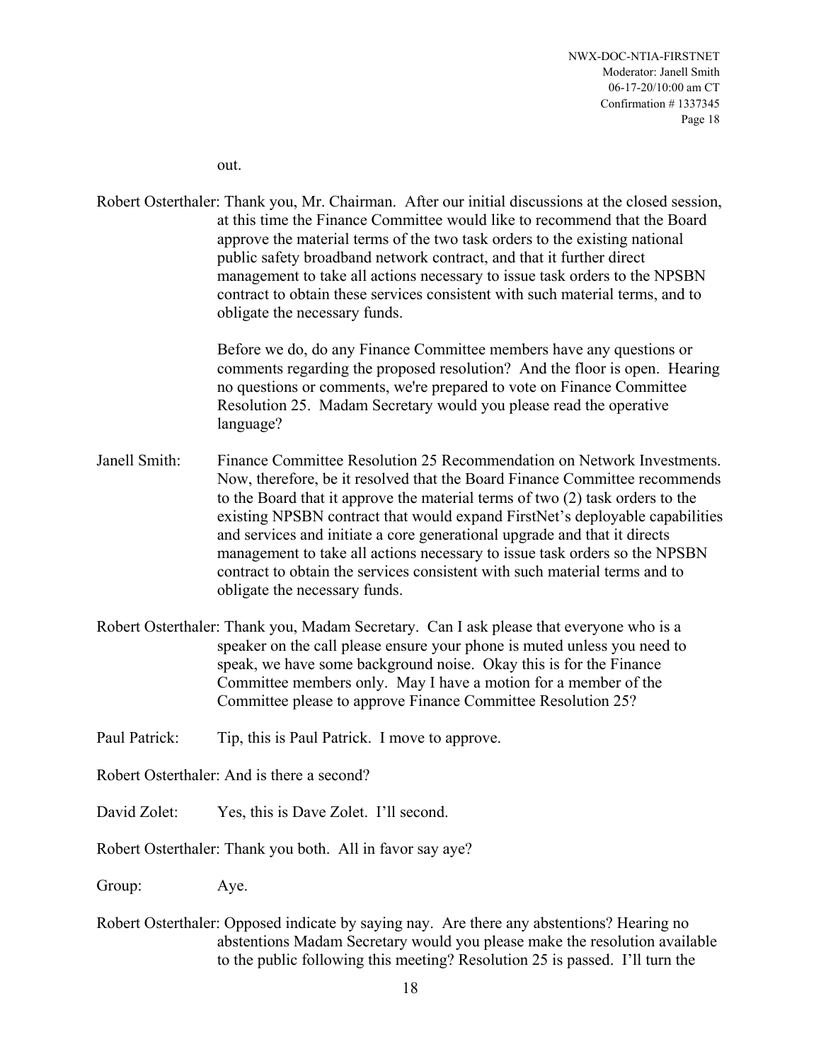out.

Robert Osterthaler: Thank you, Mr. Chairman. After our initial discussions at the closed session, at this time the Finance Committee would like to recommend that the Board approve the material terms of the two task orders to the existing national public safety broadband network contract, and that it further direct management to take all actions necessary to issue task orders to the NPSBN contract to obtain these services consistent with such material terms, and to obligate the necessary funds.

Before we do, do any Finance Committee members have any questions or comments regarding the proposed resolution? And the floor is open. Hearing no questions or comments, we're prepared to vote on Finance Committee Resolution 25. Madam Secretary would you please read the operative language?

Janell Smith: Finance Committee Resolution 25 Recommendation on Network Investments. Now, therefore, be it resolved that the Board Finance Committee recommends to the Board that it approve the material terms of two (2) task orders to the existing NPSBN contract that would expand FirstNet's deployable capabilities and services and initiate a core generational upgrade and that it directs management to take all actions necessary to issue task orders so the NPSBN contract to obtain the services consistent with such material terms and to obligate the necessary funds.

Robert Osterthaler: Thank you, Madam Secretary. Can I ask please that everyone who is a speaker on the call please ensure your phone is muted unless you need to speak, we have some background noise. Okay this is for the Finance Committee members only. May I have a motion for a member of the Committee please to approve Finance Committee Resolution 25?

Paul Patrick: Tip, this is Paul Patrick. I move to approve.

Robert Osterthaler: And is there a second?

David Zolet: Yes, this is Dave Zolet. I'll second.

Robert Osterthaler: Thank you both. All in favor say aye?

Group: Aye.

Robert Osterthaler: Opposed indicate by saying nay. Are there any abstentions? Hearing no abstentions Madam Secretary would you please make the resolution available to the public following this meeting? Resolution 25 is passed. I'll turn the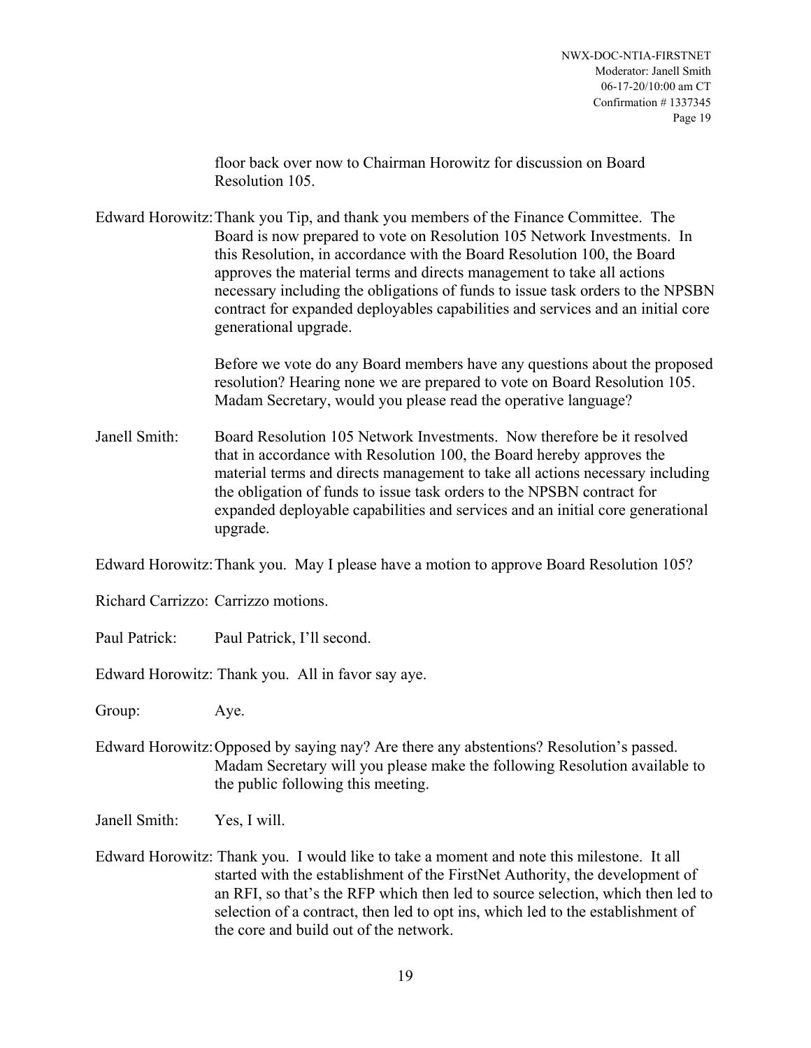floor back over now to Chairman Horowitz for discussion on Board Resolution 105.

Edward Horowitz: Thank you Tip, and thank you members of the Finance Committee. The Board is now prepared to vote on Resolution 105 Network Investments. In this Resolution, in accordance with the Board Resolution 100, the Board approves the material terms and directs management to take all actions necessary including the obligations of funds to issue task orders to the NPSBN contract for expanded deployables capabilities and services and an initial core generational upgrade.

Before we vote do any Board members have any questions about the proposed resolution? Hearing none we are prepared to vote on Board Resolution 105. Madam Secretary, would you please read the operative language?

Janell Smith: Board Resolution 105 Network Investments. Now therefore be it resolved that in accordance with Resolution 100, the Board hereby approves the material terms and directs management to take all actions necessary including the obligation of funds to issue task orders to the NPSBN contract for expanded deployable capabilities and services and an initial core generational upgrade.

Edward Horowitz: Thank you. May I please have a motion to approve Board Resolution 105?

Richard Carrizzo: Carrizzo motions.

Paul Patrick: Paul Patrick, I'll second.

Edward Horowitz: Thank you. All in favor say aye.

Group: Aye.

Edward Horowitz: Opposed by saying nay? Are there any abstentions? Resolution's passed. Madam Secretary will you please make the following Resolution available to the public following this meeting.

Janell Smith: Yes, I will.

Edward Horowitz: Thank you. I would like to take a moment and note this milestone. It all started with the establishment of the FirstNet Authority, the development of an RFI, so that's the RFP which then led to source selection, which then led to selection of a contract, then led to opt ins, which led to the establishment of the core and build out of the network.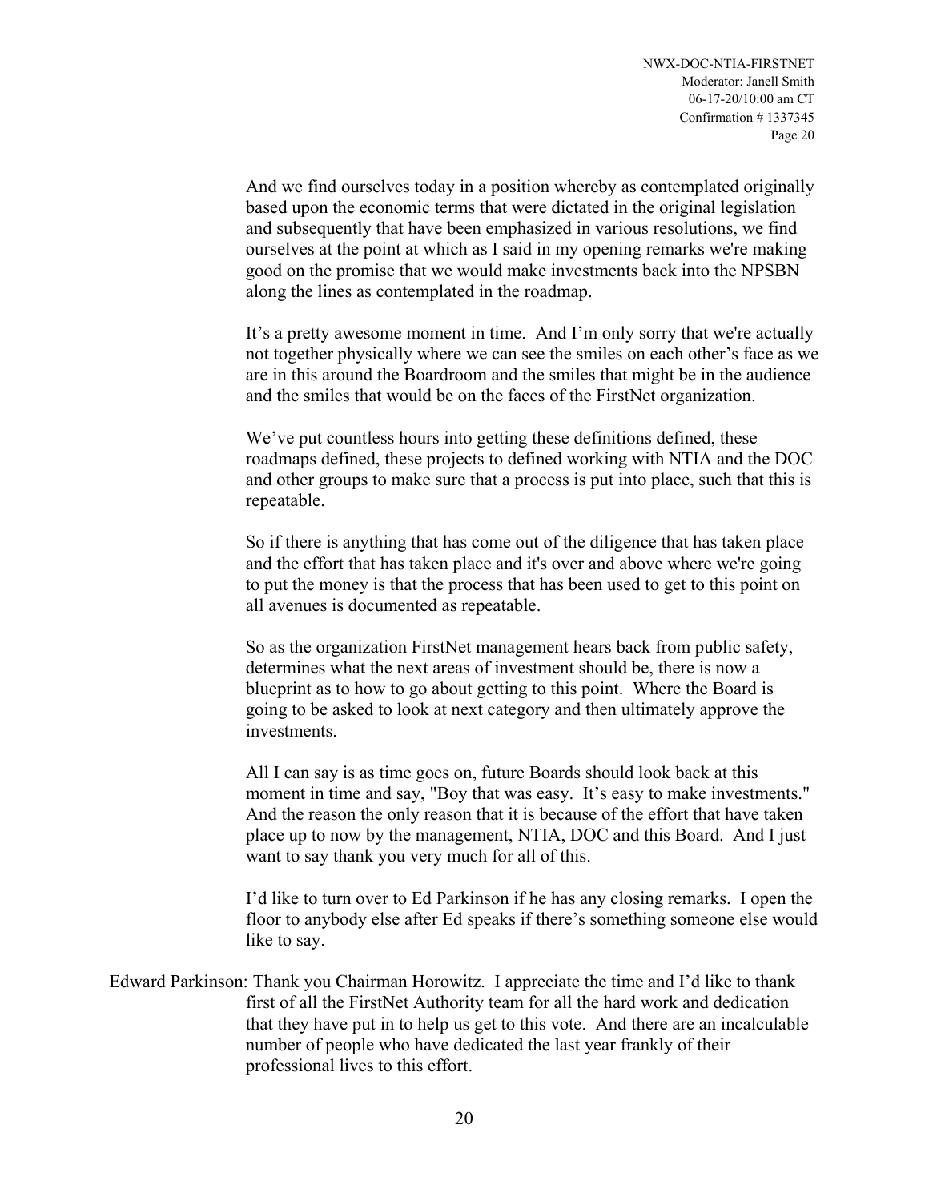And we find ourselves today in a position whereby as contemplated originally based upon the economic terms that were dictated in the original legislation and subsequently that have been emphasized in various resolutions, we find ourselves at the point at which as I said in my opening remarks we're making good on the promise that we would make investments back into the NPSBN along the lines as contemplated in the roadmap.

It's a pretty awesome moment in time. And I'm only sorry that we're actually not together physically where we can see the smiles on each other's face as we are in this around the Boardroom and the smiles that might be in the audience and the smiles that would be on the faces of the FirstNet organization.

We've put countless hours into getting these definitions defined, these roadmaps defined, these projects to defined working with NTIA and the DOC and other groups to make sure that a process is put into place, such that this is repeatable.

So if there is anything that has come out of the diligence that has taken place and the effort that has taken place and it's over and above where we're going to put the money is that the process that has been used to get to this point on all avenues is documented as repeatable.

So as the organization FirstNet management hears back from public safety, determines what the next areas of investment should be, there is now a blueprint as to how to go about getting to this point. Where the Board is going to be asked to look at next category and then ultimately approve the investments.

All I can say is as time goes on, future Boards should look back at this moment in time and say, "Boy that was easy. It's easy to make investments." And the reason the only reason that it is because of the effort that have taken place up to now by the management, NTIA, DOC and this Board. And I just want to say thank you very much for all of this.

I'd like to turn over to Ed Parkinson if he has any closing remarks. I open the floor to anybody else after Ed speaks if there's something someone else would like to say.

Edward Parkinson: Thank you Chairman Horowitz. I appreciate the time and I'd like to thank first of all the FirstNet Authority team for all the hard work and dedication that they have put in to help us get to this vote. And there are an incalculable number of people who have dedicated the last year frankly of their professional lives to this effort.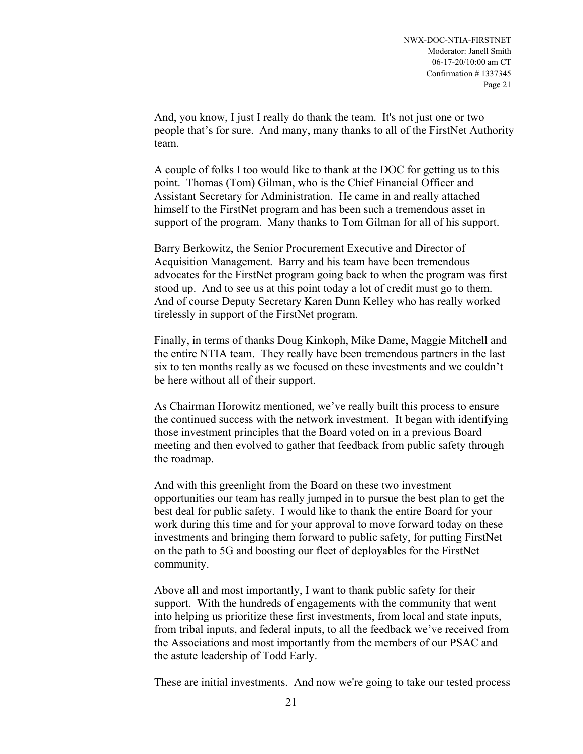And, you know, I just I really do thank the team. It's not just one or two people that's for sure. And many, many thanks to all of the FirstNet Authority team.

A couple of folks I too would like to thank at the DOC for getting us to this point. Thomas (Tom) Gilman, who is the Chief Financial Officer and Assistant Secretary for Administration. He came in and really attached himself to the FirstNet program and has been such a tremendous asset in support of the program. Many thanks to Tom Gilman for all of his support.

Barry Berkowitz, the Senior Procurement Executive and Director of Acquisition Management. Barry and his team have been tremendous advocates for the FirstNet program going back to when the program was first stood up. And to see us at this point today a lot of credit must go to them. And of course Deputy Secretary Karen Dunn Kelley who has really worked tirelessly in support of the FirstNet program.

Finally, in terms of thanks Doug Kinkoph, Mike Dame, Maggie Mitchell and the entire NTIA team. They really have been tremendous partners in the last six to ten months really as we focused on these investments and we couldn't be here without all of their support.

As Chairman Horowitz mentioned, we've really built this process to ensure the continued success with the network investment. It began with identifying those investment principles that the Board voted on in a previous Board meeting and then evolved to gather that feedback from public safety through the roadmap.

And with this greenlight from the Board on these two investment opportunities our team has really jumped in to pursue the best plan to get the best deal for public safety. I would like to thank the entire Board for your work during this time and for your approval to move forward today on these investments and bringing them forward to public safety, for putting FirstNet on the path to 5G and boosting our fleet of deployables for the FirstNet community.

Above all and most importantly, I want to thank public safety for their support. With the hundreds of engagements with the community that went into helping us prioritize these first investments, from local and state inputs, from tribal inputs, and federal inputs, to all the feedback we've received from the Associations and most importantly from the members of our PSAC and the astute leadership of Todd Early.

These are initial investments. And now we're going to take our tested process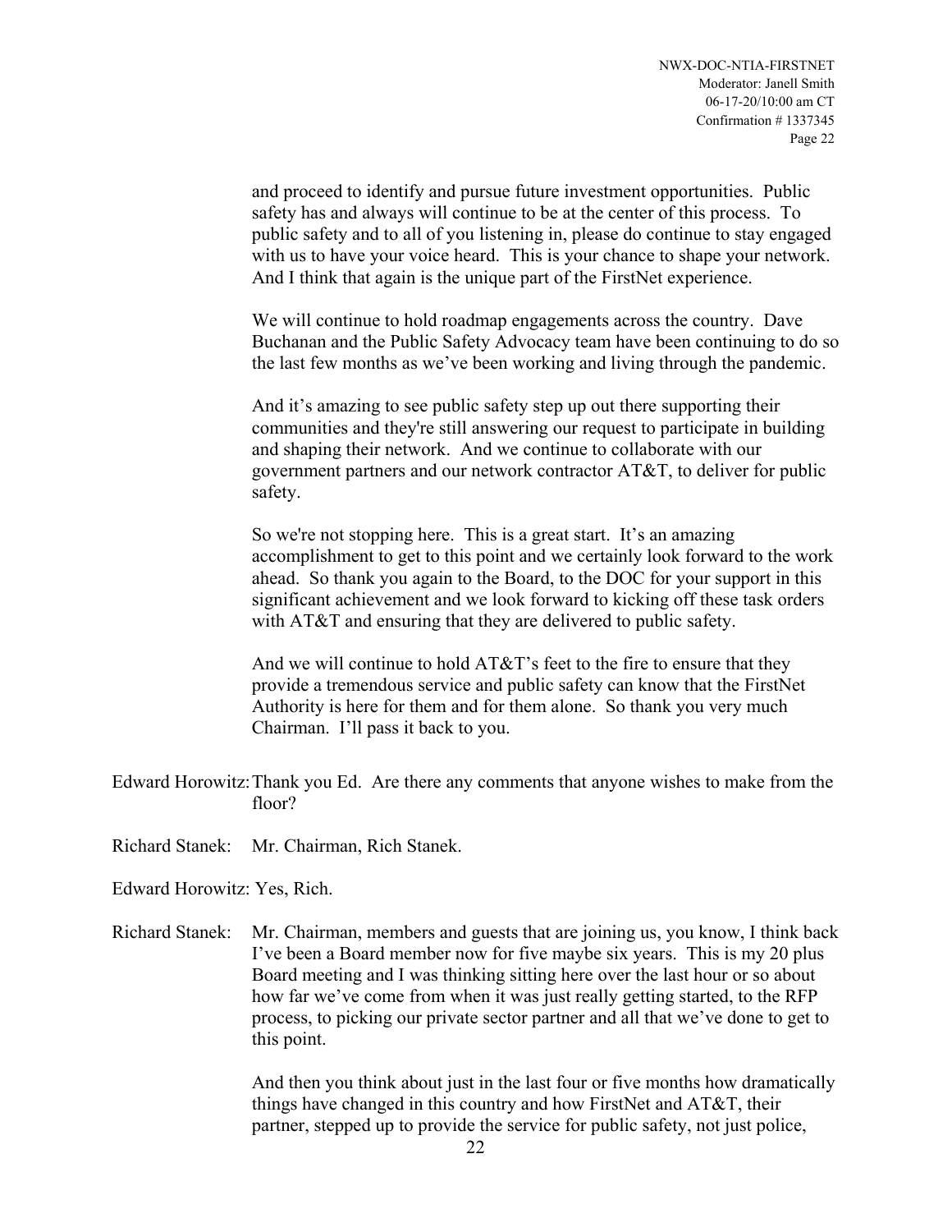and proceed to identify and pursue future investment opportunities. Public safety has and always will continue to be at the center of this process. To public safety and to all of you listening in, please do continue to stay engaged with us to have your voice heard. This is your chance to shape your network. And I think that again is the unique part of the FirstNet experience.

We will continue to hold roadmap engagements across the country. Dave Buchanan and the Public Safety Advocacy team have been continuing to do so the last few months as we've been working and living through the pandemic.

And it's amazing to see public safety step up out there supporting their communities and they're still answering our request to participate in building and shaping their network. And we continue to collaborate with our government partners and our network contractor AT&T, to deliver for public safety.

So we're not stopping here. This is a great start. It's an amazing accomplishment to get to this point and we certainly look forward to the work ahead. So thank you again to the Board, to the DOC for your support in this significant achievement and we look forward to kicking off these task orders with AT&T and ensuring that they are delivered to public safety.

And we will continue to hold AT&T's feet to the fire to ensure that they provide a tremendous service and public safety can know that the FirstNet Authority is here for them and for them alone. So thank you very much Chairman. I'll pass it back to you.

Edward Horowitz: Thank you Ed. Are there any comments that anyone wishes to make from the floor?

Richard Stanek: Mr. Chairman, Rich Stanek.

Edward Horowitz: Yes, Rich.

Richard Stanek: Mr. Chairman, members and guests that are joining us, you know, I think back I've been a Board member now for five maybe six years. This is my 20 plus Board meeting and I was thinking sitting here over the last hour or so about how far we've come from when it was just really getting started, to the RFP process, to picking our private sector partner and all that we've done to get to this point.

And then you think about just in the last four or five months how dramatically things have changed in this country and how FirstNet and AT&T, their partner, stepped up to provide the service for public safety, not just police,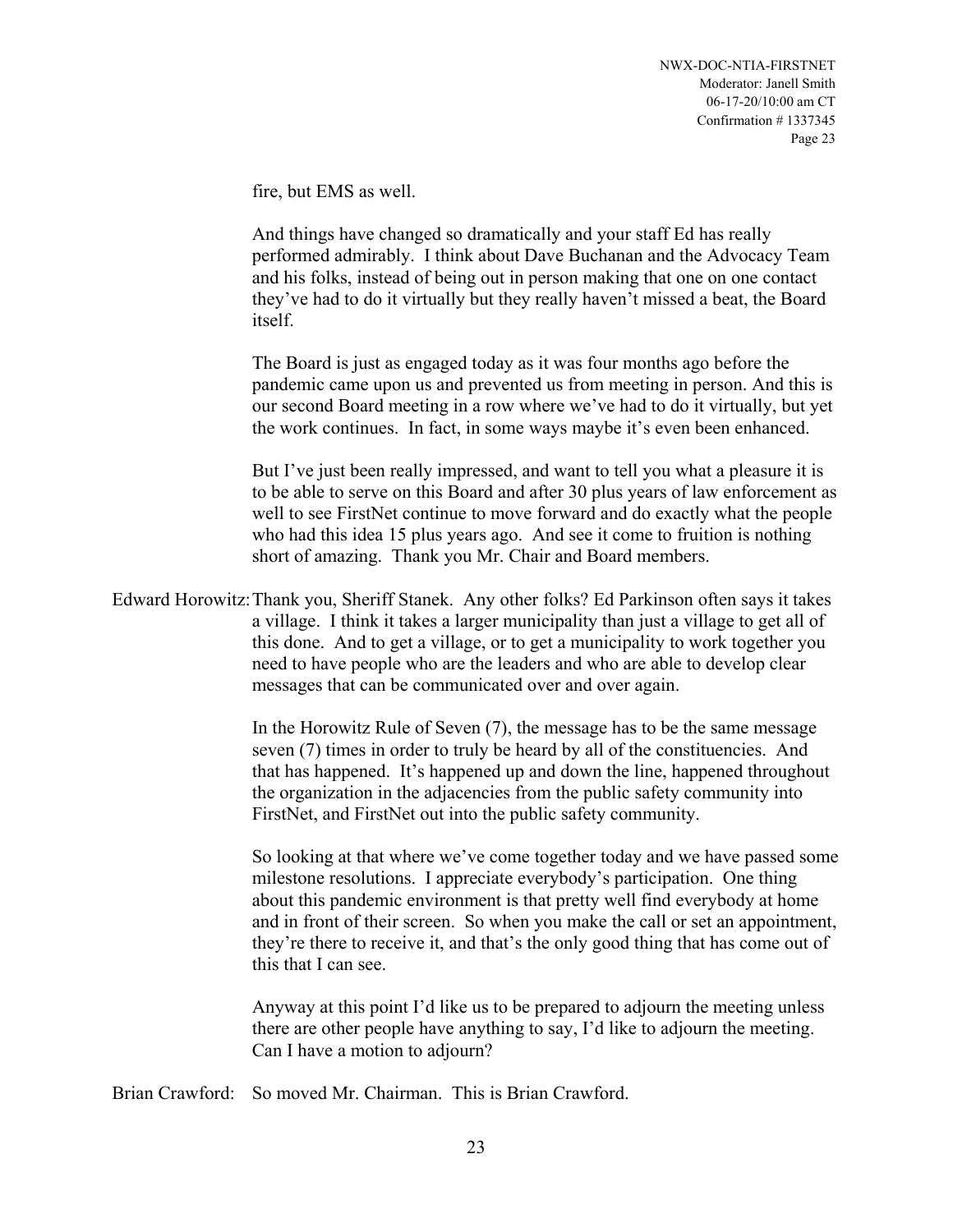fire, but EMS as well.

And things have changed so dramatically and your staff Ed has really performed admirably. I think about Dave Buchanan and the Advocacy Team and his folks, instead of being out in person making that one on one contact they've had to do it virtually but they really haven't missed a beat, the Board itself.

The Board is just as engaged today as it was four months ago before the pandemic came upon us and prevented us from meeting in person. And this is our second Board meeting in a row where we've had to do it virtually, but yet the work continues. In fact, in some ways maybe it's even been enhanced.

But I've just been really impressed, and want to tell you what a pleasure it is to be able to serve on this Board and after 30 plus years of law enforcement as well to see FirstNet continue to move forward and do exactly what the people who had this idea 15 plus years ago. And see it come to fruition is nothing short of amazing. Thank you Mr. Chair and Board members.

Edward Horowitz: Thank you, Sheriff Stanek. Any other folks? Ed Parkinson often says it takes a village. I think it takes a larger municipality than just a village to get all of this done. And to get a village, or to get a municipality to work together you need to have people who are the leaders and who are able to develop clear messages that can be communicated over and over again.

In the Horowitz Rule of Seven (7), the message has to be the same message seven (7) times in order to truly be heard by all of the constituencies. And that has happened. It's happened up and down the line, happened throughout the organization in the adjacencies from the public safety community into FirstNet, and FirstNet out into the public safety community.

So looking at that where we've come together today and we have passed some milestone resolutions. I appreciate everybody's participation. One thing about this pandemic environment is that pretty well find everybody at home and in front of their screen. So when you make the call or set an appointment, they're there to receive it, and that's the only good thing that has come out of this that I can see.

Anyway at this point I'd like us to be prepared to adjourn the meeting unless there are other people have anything to say, I'd like to adjourn the meeting. Can I have a motion to adjourn?

Brian Crawford: So moved Mr. Chairman. This is Brian Crawford.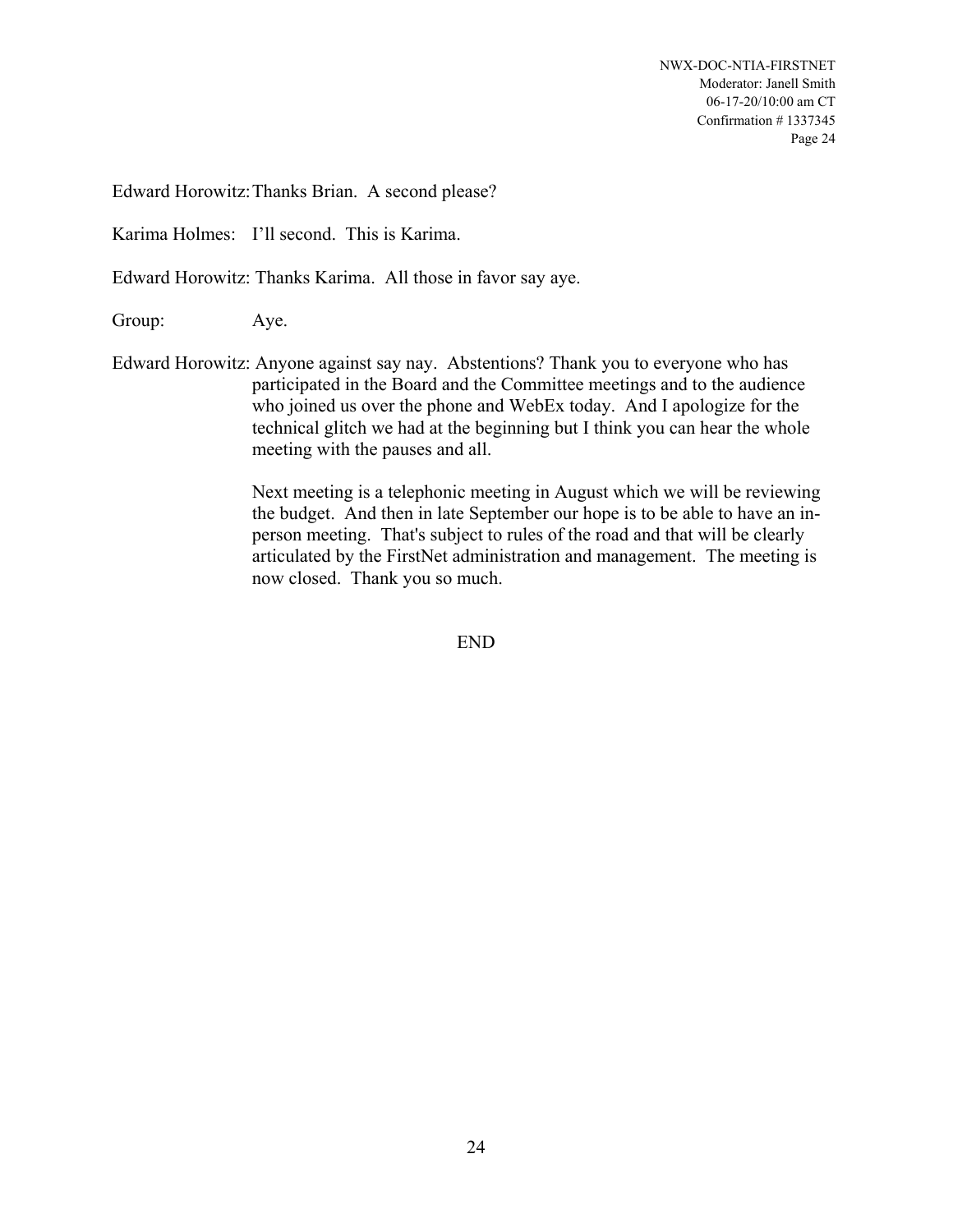Edward Horowitz: Thanks Brian. A second please?

Karima Holmes: I'll second. This is Karima.

Edward Horowitz: Thanks Karima. All those in favor say aye.

Group: Aye.

Edward Horowitz: Anyone against say nay. Abstentions? Thank you to everyone who has participated in the Board and the Committee meetings and to the audience who joined us over the phone and WebEx today. And I apologize for the technical glitch we had at the beginning but I think you can hear the whole meeting with the pauses and all.

Next meeting is a telephonic meeting in August which we will be reviewing the budget. And then in late September our hope is to be able to have an in-person meeting. That's subject to rules of the road and that will be clearly articulated by the FirstNet administration and management. The meeting is now closed. Thank you so much.

END